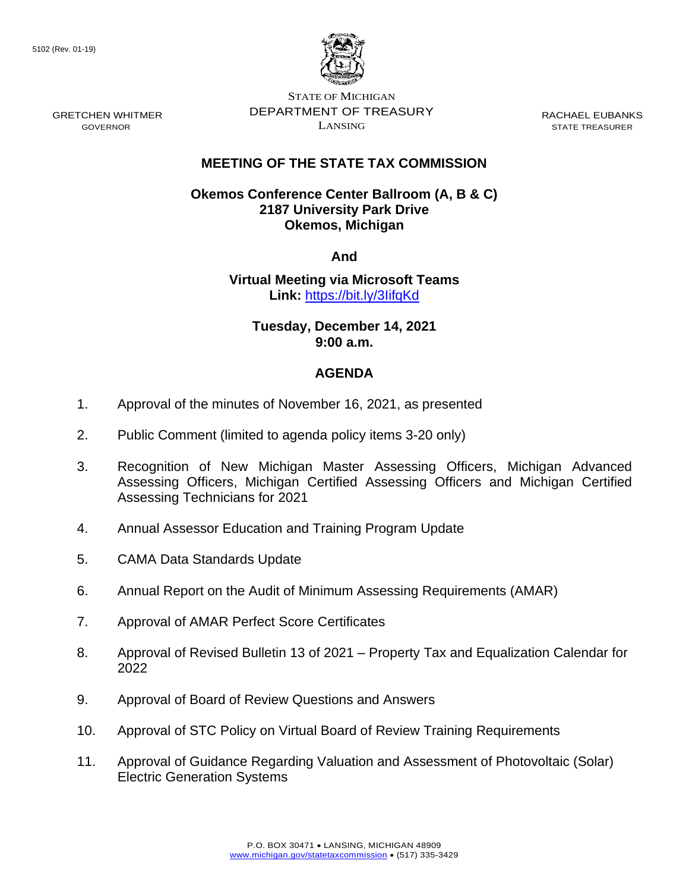5102 (Rev. 01-19)

GRETCHEN WHITMER
GOVERNOR

STATE OF MICHIGAN
DEPARTMENT OF TREASURY
LANSING

RACHAEL EUBANKS
STATE TREASURER

# MEETING OF THE STATE TAX COMMISSION

**Okemos Conference Center Ballroom (A, B & C)**
**2187 University Park Drive**
**Okemos, Michigan**

**And**

**Virtual Meeting via Microsoft Teams**
**Link:** https://bit.ly/3IifqKd

**Tuesday, December 14, 2021**
**9:00 a.m.**

## AGENDA

1. Approval of the minutes of November 16, 2021, as presented
2. Public Comment (limited to agenda policy items 3-20 only)
3. Recognition of New Michigan Master Assessing Officers, Michigan Advanced Assessing Officers, Michigan Certified Assessing Officers and Michigan Certified Assessing Technicians for 2021
4. Annual Assessor Education and Training Program Update
5. CAMA Data Standards Update
6. Annual Report on the Audit of Minimum Assessing Requirements (AMAR)
7. Approval of AMAR Perfect Score Certificates
8. Approval of Revised Bulletin 13 of 2021 – Property Tax and Equalization Calendar for 2022
9. Approval of Board of Review Questions and Answers
10. Approval of STC Policy on Virtual Board of Review Training Requirements
11. Approval of Guidance Regarding Valuation and Assessment of Photovoltaic (Solar) Electric Generation Systems

P.O. BOX 30471 • LANSING, MICHIGAN 48909
www.michigan.gov/statetaxcommission • (517) 335-3429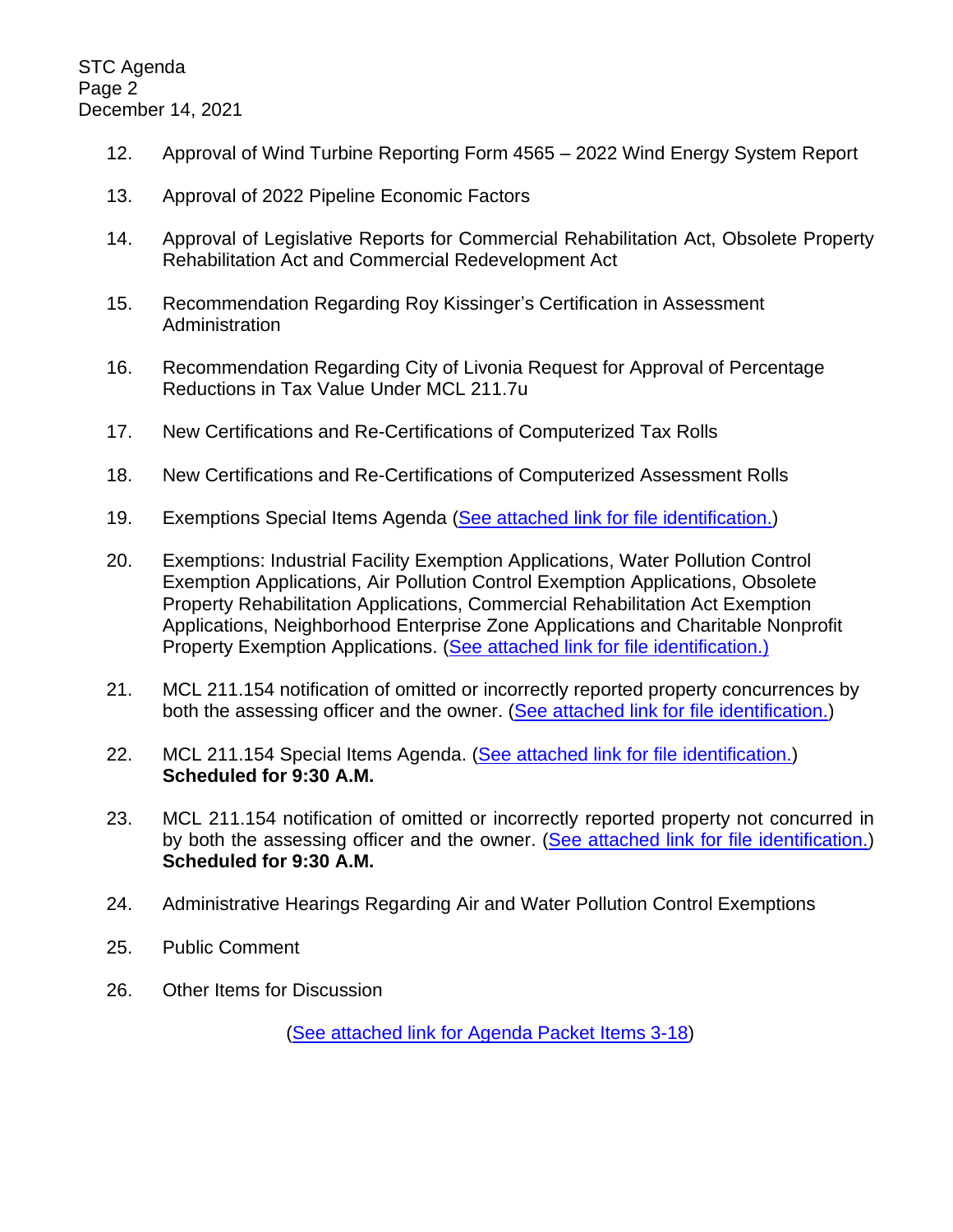12. Approval of Wind Turbine Reporting Form 4565 – 2022 Wind Energy System Report

13. Approval of 2022 Pipeline Economic Factors

14. Approval of Legislative Reports for Commercial Rehabilitation Act, Obsolete Property Rehabilitation Act and Commercial Redevelopment Act

15. Recommendation Regarding Roy Kissinger's Certification in Assessment Administration

16. Recommendation Regarding City of Livonia Request for Approval of Percentage Reductions in Tax Value Under MCL 211.7u

17. New Certifications and Re-Certifications of Computerized Tax Rolls

18. New Certifications and Re-Certifications of Computerized Assessment Rolls

19. Exemptions Special Items Agenda (See attached link for file identification.)

20. Exemptions: Industrial Facility Exemption Applications, Water Pollution Control Exemption Applications, Air Pollution Control Exemption Applications, Obsolete Property Rehabilitation Applications, Commercial Rehabilitation Act Exemption Applications, Neighborhood Enterprise Zone Applications and Charitable Nonprofit Property Exemption Applications. (See attached link for file identification.)

21. MCL 211.154 notification of omitted or incorrectly reported property concurrences by both the assessing officer and the owner. (See attached link for file identification.)

22. MCL 211.154 Special Items Agenda. (See attached link for file identification.) **Scheduled for 9:30 A.M.**

23. MCL 211.154 notification of omitted or incorrectly reported property not concurred in by both the assessing officer and the owner. (See attached link for file identification.) **Scheduled for 9:30 A.M.**

24. Administrative Hearings Regarding Air and Water Pollution Control Exemptions

25. Public Comment

26. Other Items for Discussion

(See attached link for Agenda Packet Items 3-18)